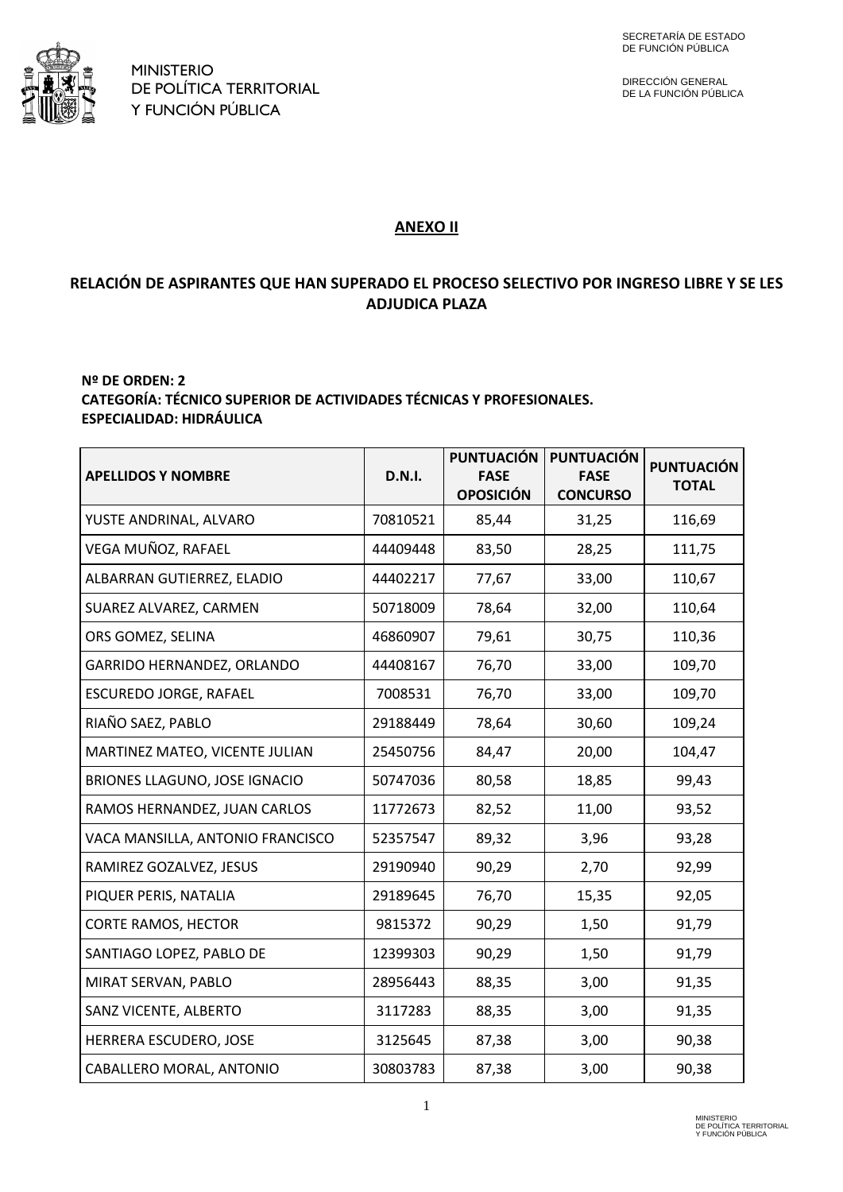MINISTERIO
DE POLÍTICA TERRITORIAL
Y FUNCIÓN PÚBLICA

SECRETARÍA DE ESTADO
DE FUNCIÓN PÚBLICA

DIRECCIÓN GENERAL
DE LA FUNCIÓN PÚBLICA

## ANEXO II

## RELACIÓN DE ASPIRANTES QUE HAN SUPERADO EL PROCESO SELECTIVO POR INGRESO LIBRE Y SE LES ADJUDICA PLAZA

**Nº DE ORDEN: 2**
**CATEGORÍA: TÉCNICO SUPERIOR DE ACTIVIDADES TÉCNICAS Y PROFESIONALES.**
**ESPECIALIDAD: HIDRÁULICA**

| APELLIDOS Y NOMBRE | D.N.I. | PUNTUACIÓN FASE OPOSICIÓN | PUNTUACIÓN FASE CONCURSO | PUNTUACIÓN TOTAL |
|---|---|---|---|---|
| YUSTE ANDRINAL, ALVARO | 70810521 | 85,44 | 31,25 | 116,69 |
| VEGA MUÑOZ, RAFAEL | 44409448 | 83,50 | 28,25 | 111,75 |
| ALBARRAN GUTIERREZ, ELADIO | 44402217 | 77,67 | 33,00 | 110,67 |
| SUAREZ ALVAREZ, CARMEN | 50718009 | 78,64 | 32,00 | 110,64 |
| ORS GOMEZ, SELINA | 46860907 | 79,61 | 30,75 | 110,36 |
| GARRIDO HERNANDEZ, ORLANDO | 44408167 | 76,70 | 33,00 | 109,70 |
| ESCUREDO JORGE, RAFAEL | 7008531 | 76,70 | 33,00 | 109,70 |
| RIAÑO SAEZ, PABLO | 29188449 | 78,64 | 30,60 | 109,24 |
| MARTINEZ MATEO, VICENTE JULIAN | 25450756 | 84,47 | 20,00 | 104,47 |
| BRIONES LLAGUNO, JOSE IGNACIO | 50747036 | 80,58 | 18,85 | 99,43 |
| RAMOS HERNANDEZ, JUAN CARLOS | 11772673 | 82,52 | 11,00 | 93,52 |
| VACA MANSILLA, ANTONIO FRANCISCO | 52357547 | 89,32 | 3,96 | 93,28 |
| RAMIREZ GOZALVEZ, JESUS | 29190940 | 90,29 | 2,70 | 92,99 |
| PIQUER PERIS, NATALIA | 29189645 | 76,70 | 15,35 | 92,05 |
| CORTE RAMOS, HECTOR | 9815372 | 90,29 | 1,50 | 91,79 |
| SANTIAGO LOPEZ, PABLO DE | 12399303 | 90,29 | 1,50 | 91,79 |
| MIRAT SERVAN, PABLO | 28956443 | 88,35 | 3,00 | 91,35 |
| SANZ VICENTE, ALBERTO | 3117283 | 88,35 | 3,00 | 91,35 |
| HERRERA ESCUDERO, JOSE | 3125645 | 87,38 | 3,00 | 90,38 |
| CABALLERO MORAL, ANTONIO | 30803783 | 87,38 | 3,00 | 90,38 |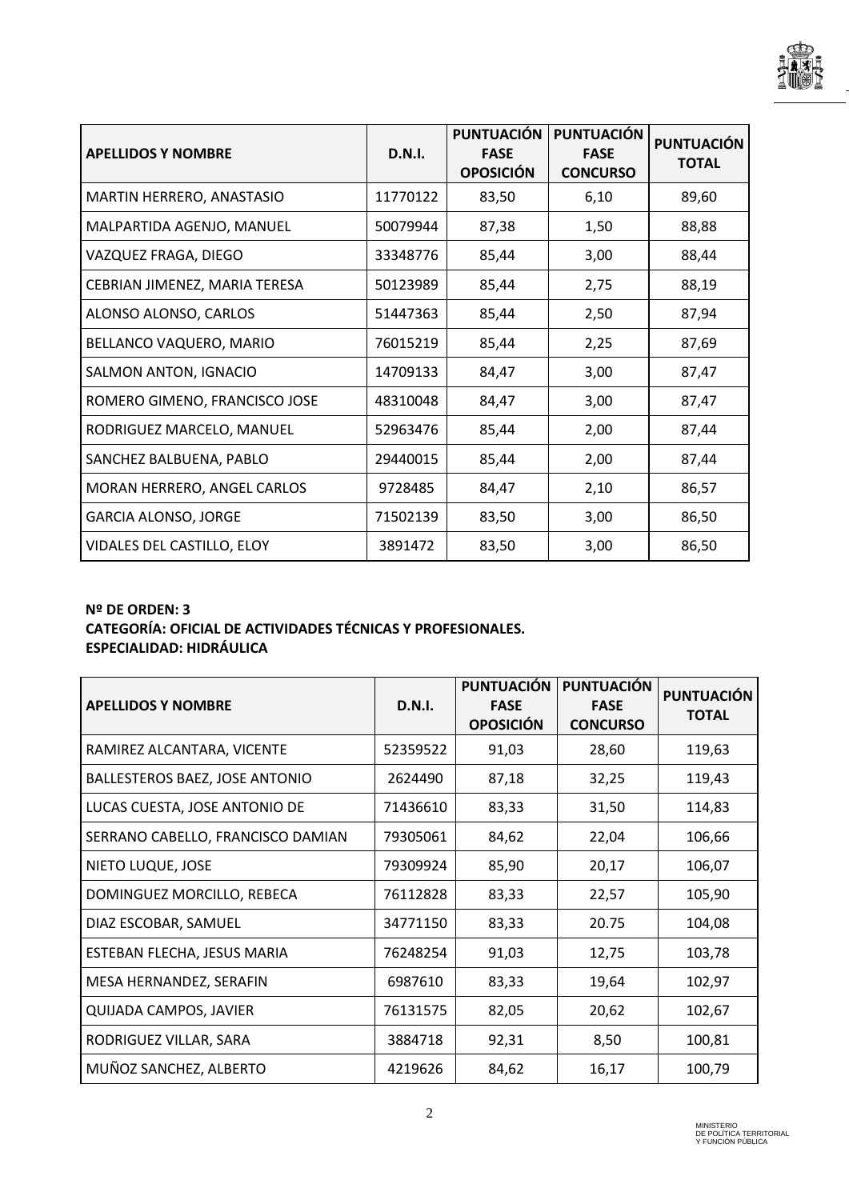| APELLIDOS Y NOMBRE | D.N.I. | PUNTUACIÓN FASE OPOSICIÓN | PUNTUACIÓN FASE CONCURSO | PUNTUACIÓN TOTAL |
|---|---|---|---|---|
| MARTIN HERRERO, ANASTASIO | 11770122 | 83,50 | 6,10 | 89,60 |
| MALPARTIDA AGENJO, MANUEL | 50079944 | 87,38 | 1,50 | 88,88 |
| VAZQUEZ FRAGA, DIEGO | 33348776 | 85,44 | 3,00 | 88,44 |
| CEBRIAN JIMENEZ, MARIA TERESA | 50123989 | 85,44 | 2,75 | 88,19 |
| ALONSO ALONSO, CARLOS | 51447363 | 85,44 | 2,50 | 87,94 |
| BELLANCO VAQUERO, MARIO | 76015219 | 85,44 | 2,25 | 87,69 |
| SALMON ANTON, IGNACIO | 14709133 | 84,47 | 3,00 | 87,47 |
| ROMERO GIMENO, FRANCISCO JOSE | 48310048 | 84,47 | 3,00 | 87,47 |
| RODRIGUEZ MARCELO, MANUEL | 52963476 | 85,44 | 2,00 | 87,44 |
| SANCHEZ BALBUENA, PABLO | 29440015 | 85,44 | 2,00 | 87,44 |
| MORAN HERRERO, ANGEL CARLOS | 9728485 | 84,47 | 2,10 | 86,57 |
| GARCIA ALONSO, JORGE | 71502139 | 83,50 | 3,00 | 86,50 |
| VIDALES DEL CASTILLO, ELOY | 3891472 | 83,50 | 3,00 | 86,50 |

**Nº DE ORDEN: 3**
**CATEGORÍA: OFICIAL DE ACTIVIDADES TÉCNICAS Y PROFESIONALES.**
**ESPECIALIDAD: HIDRÁULICA**

| APELLIDOS Y NOMBRE | D.N.I. | PUNTUACIÓN FASE OPOSICIÓN | PUNTUACIÓN FASE CONCURSO | PUNTUACIÓN TOTAL |
|---|---|---|---|---|
| RAMIREZ ALCANTARA, VICENTE | 52359522 | 91,03 | 28,60 | 119,63 |
| BALLESTEROS BAEZ, JOSE ANTONIO | 2624490 | 87,18 | 32,25 | 119,43 |
| LUCAS CUESTA, JOSE ANTONIO DE | 71436610 | 83,33 | 31,50 | 114,83 |
| SERRANO CABELLO, FRANCISCO DAMIAN | 79305061 | 84,62 | 22,04 | 106,66 |
| NIETO LUQUE, JOSE | 79309924 | 85,90 | 20,17 | 106,07 |
| DOMINGUEZ MORCILLO, REBECA | 76112828 | 83,33 | 22,57 | 105,90 |
| DIAZ ESCOBAR, SAMUEL | 34771150 | 83,33 | 20.75 | 104,08 |
| ESTEBAN FLECHA, JESUS MARIA | 76248254 | 91,03 | 12,75 | 103,78 |
| MESA HERNANDEZ, SERAFIN | 6987610 | 83,33 | 19,64 | 102,97 |
| QUIJADA CAMPOS, JAVIER | 76131575 | 82,05 | 20,62 | 102,67 |
| RODRIGUEZ VILLAR, SARA | 3884718 | 92,31 | 8,50 | 100,81 |
| MUÑOZ SANCHEZ, ALBERTO | 4219626 | 84,62 | 16,17 | 100,79 |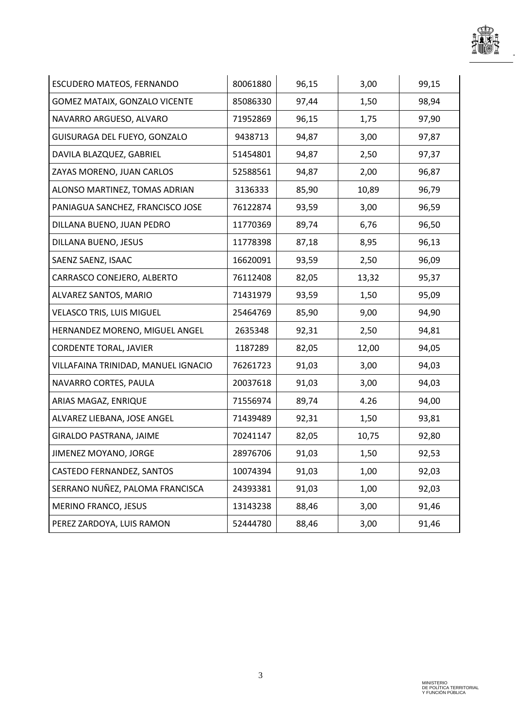| | | | | |
|---|---|---|---|---|
| ESCUDERO MATEOS, FERNANDO | 80061880 | 96,15 | 3,00 | 99,15 |
| GOMEZ MATAIX, GONZALO VICENTE | 85086330 | 97,44 | 1,50 | 98,94 |
| NAVARRO ARGUESO, ALVARO | 71952869 | 96,15 | 1,75 | 97,90 |
| GUISURAGA DEL FUEYO, GONZALO | 9438713 | 94,87 | 3,00 | 97,87 |
| DAVILA BLAZQUEZ, GABRIEL | 51454801 | 94,87 | 2,50 | 97,37 |
| ZAYAS MORENO, JUAN CARLOS | 52588561 | 94,87 | 2,00 | 96,87 |
| ALONSO MARTINEZ, TOMAS ADRIAN | 3136333 | 85,90 | 10,89 | 96,79 |
| PANIAGUA SANCHEZ, FRANCISCO JOSE | 76122874 | 93,59 | 3,00 | 96,59 |
| DILLANA BUENO, JUAN PEDRO | 11770369 | 89,74 | 6,76 | 96,50 |
| DILLANA BUENO, JESUS | 11778398 | 87,18 | 8,95 | 96,13 |
| SAENZ SAENZ, ISAAC | 16620091 | 93,59 | 2,50 | 96,09 |
| CARRASCO CONEJERO, ALBERTO | 76112408 | 82,05 | 13,32 | 95,37 |
| ALVAREZ SANTOS, MARIO | 71431979 | 93,59 | 1,50 | 95,09 |
| VELASCO TRIS, LUIS MIGUEL | 25464769 | 85,90 | 9,00 | 94,90 |
| HERNANDEZ MORENO, MIGUEL ANGEL | 2635348 | 92,31 | 2,50 | 94,81 |
| CORDENTE TORAL, JAVIER | 1187289 | 82,05 | 12,00 | 94,05 |
| VILLAFAINA TRINIDAD, MANUEL IGNACIO | 76261723 | 91,03 | 3,00 | 94,03 |
| NAVARRO CORTES, PAULA | 20037618 | 91,03 | 3,00 | 94,03 |
| ARIAS MAGAZ, ENRIQUE | 71556974 | 89,74 | 4.26 | 94,00 |
| ALVAREZ LIEBANA, JOSE ANGEL | 71439489 | 92,31 | 1,50 | 93,81 |
| GIRALDO PASTRANA, JAIME | 70241147 | 82,05 | 10,75 | 92,80 |
| JIMENEZ MOYANO, JORGE | 28976706 | 91,03 | 1,50 | 92,53 |
| CASTEDO FERNANDEZ, SANTOS | 10074394 | 91,03 | 1,00 | 92,03 |
| SERRANO NUÑEZ, PALOMA FRANCISCA | 24393381 | 91,03 | 1,00 | 92,03 |
| MERINO FRANCO, JESUS | 13143238 | 88,46 | 3,00 | 91,46 |
| PEREZ ZARDOYA, LUIS RAMON | 52444780 | 88,46 | 3,00 | 91,46 |